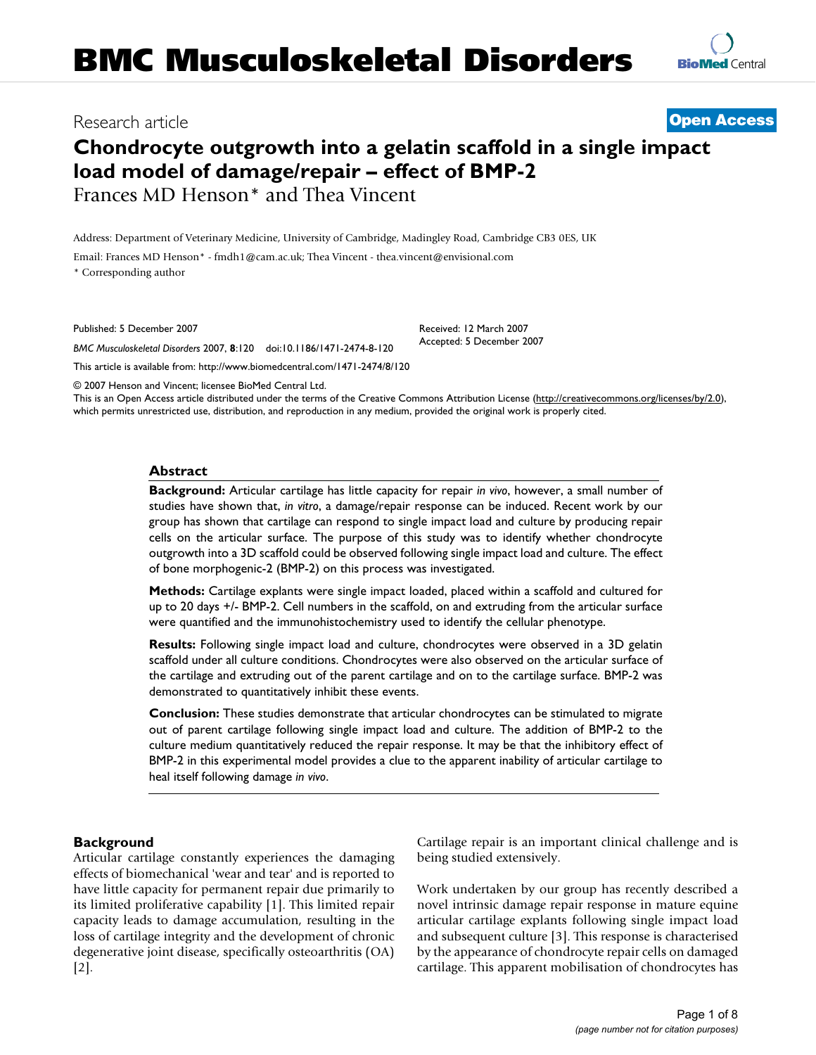# BMC Musculoskeletal Disorders

Research article

**Open Access**

## Chondrocyte outgrowth into a gelatin scaffold in a single impact load model of damage/repair – effect of BMP-2

Frances MD Henson* and Thea Vincent

Address: Department of Veterinary Medicine, University of Cambridge, Madingley Road, Cambridge CB3 0ES, UK

Email: Frances MD Henson* - fmdh1@cam.ac.uk; Thea Vincent - thea.vincent@envisional.com

* Corresponding author

Published: 5 December 2007

Received: 12 March 2007

Accepted: 5 December 2007

*BMC Musculoskeletal Disorders* 2007, **8**:120 doi:10.1186/1471-2474-8-120

This article is available from: http://www.biomedcentral.com/1471-2474/8/120

© 2007 Henson and Vincent; licensee BioMed Central Ltd.

This is an Open Access article distributed under the terms of the Creative Commons Attribution License (http://creativecommons.org/licenses/by/2.0), which permits unrestricted use, distribution, and reproduction in any medium, provided the original work is properly cited.

### Abstract

**Background:** Articular cartilage has little capacity for repair *in vivo*, however, a small number of studies have shown that, *in vitro*, a damage/repair response can be induced. Recent work by our group has shown that cartilage can respond to single impact load and culture by producing repair cells on the articular surface. The purpose of this study was to identify whether chondrocyte outgrowth into a 3D scaffold could be observed following single impact load and culture. The effect of bone morphogenic-2 (BMP-2) on this process was investigated.

**Methods:** Cartilage explants were single impact loaded, placed within a scaffold and cultured for up to 20 days +/- BMP-2. Cell numbers in the scaffold, on and extruding from the articular surface were quantified and the immunohistochemistry used to identify the cellular phenotype.

**Results:** Following single impact load and culture, chondrocytes were observed in a 3D gelatin scaffold under all culture conditions. Chondrocytes were also observed on the articular surface of the cartilage and extruding out of the parent cartilage and on to the cartilage surface. BMP-2 was demonstrated to quantitatively inhibit these events.

**Conclusion:** These studies demonstrate that articular chondrocytes can be stimulated to migrate out of parent cartilage following single impact load and culture. The addition of BMP-2 to the culture medium quantitatively reduced the repair response. It may be that the inhibitory effect of BMP-2 in this experimental model provides a clue to the apparent inability of articular cartilage to heal itself following damage *in vivo*.

### Background

Articular cartilage constantly experiences the damaging effects of biomechanical 'wear and tear' and is reported to have little capacity for permanent repair due primarily to its limited proliferative capability [1]. This limited repair capacity leads to damage accumulation, resulting in the loss of cartilage integrity and the development of chronic degenerative joint disease, specifically osteoarthritis (OA) [2].

Cartilage repair is an important clinical challenge and is being studied extensively.

Work undertaken by our group has recently described a novel intrinsic damage repair response in mature equine articular cartilage explants following single impact load and subsequent culture [3]. This response is characterised by the appearance of chondrocyte repair cells on damaged cartilage. This apparent mobilisation of chondrocytes has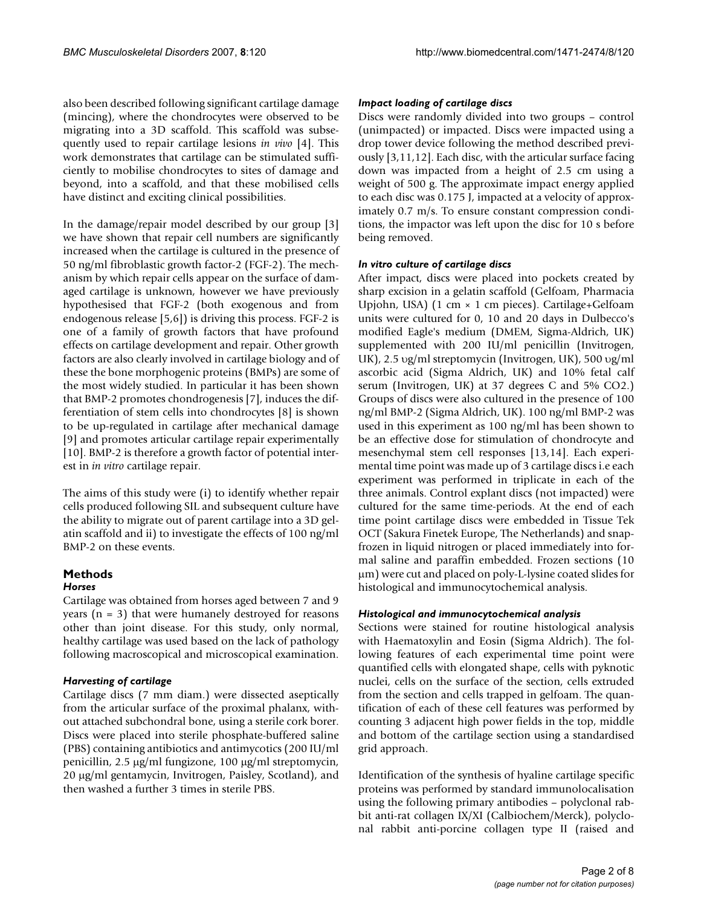also been described following significant cartilage damage (mincing), where the chondrocytes were observed to be migrating into a 3D scaffold. This scaffold was subsequently used to repair cartilage lesions *in vivo* [4]. This work demonstrates that cartilage can be stimulated sufficiently to mobilise chondrocytes to sites of damage and beyond, into a scaffold, and that these mobilised cells have distinct and exciting clinical possibilities.

In the damage/repair model described by our group [3] we have shown that repair cell numbers are significantly increased when the cartilage is cultured in the presence of 50 ng/ml fibroblastic growth factor-2 (FGF-2). The mechanism by which repair cells appear on the surface of damaged cartilage is unknown, however we have previously hypothesised that FGF-2 (both exogenous and from endogenous release [5,6]) is driving this process. FGF-2 is one of a family of growth factors that have profound effects on cartilage development and repair. Other growth factors are also clearly involved in cartilage biology and of these the bone morphogenic proteins (BMPs) are some of the most widely studied. In particular it has been shown that BMP-2 promotes chondrogenesis [7], induces the differentiation of stem cells into chondrocytes [8] is shown to be up-regulated in cartilage after mechanical damage [9] and promotes articular cartilage repair experimentally [10]. BMP-2 is therefore a growth factor of potential interest in *in vitro* cartilage repair.

The aims of this study were (i) to identify whether repair cells produced following SIL and subsequent culture have the ability to migrate out of parent cartilage into a 3D gelatin scaffold and ii) to investigate the effects of 100 ng/ml BMP-2 on these events.

## Methods

### *Horses*

Cartilage was obtained from horses aged between 7 and 9 years (n = 3) that were humanely destroyed for reasons other than joint disease. For this study, only normal, healthy cartilage was used based on the lack of pathology following macroscopical and microscopical examination.

### *Harvesting of cartilage*

Cartilage discs (7 mm diam.) were dissected aseptically from the articular surface of the proximal phalanx, without attached subchondral bone, using a sterile cork borer. Discs were placed into sterile phosphate-buffered saline (PBS) containing antibiotics and antimycotics (200 IU/ml penicillin, 2.5 μg/ml fungizone, 100 μg/ml streptomycin, 20 μg/ml gentamycin, Invitrogen, Paisley, Scotland), and then washed a further 3 times in sterile PBS.

### *Impact loading of cartilage discs*

Discs were randomly divided into two groups – control (unimpacted) or impacted. Discs were impacted using a drop tower device following the method described previously [3,11,12]. Each disc, with the articular surface facing down was impacted from a height of 2.5 cm using a weight of 500 g. The approximate impact energy applied to each disc was 0.175 J, impacted at a velocity of approximately 0.7 m/s. To ensure constant compression conditions, the impactor was left upon the disc for 10 s before being removed.

### *In vitro culture of cartilage discs*

After impact, discs were placed into pockets created by sharp excision in a gelatin scaffold (Gelfoam, Pharmacia Upjohn, USA) (1 cm × 1 cm pieces). Cartilage+Gelfoam units were cultured for 0, 10 and 20 days in Dulbecco's modified Eagle's medium (DMEM, Sigma-Aldrich, UK) supplemented with 200 IU/ml penicillin (Invitrogen, UK), 2.5 υg/ml streptomycin (Invitrogen, UK), 500 υg/ml ascorbic acid (Sigma Aldrich, UK) and 10% fetal calf serum (Invitrogen, UK) at 37 degrees C and 5% CO2.) Groups of discs were also cultured in the presence of 100 ng/ml BMP-2 (Sigma Aldrich, UK). 100 ng/ml BMP-2 was used in this experiment as 100 ng/ml has been shown to be an effective dose for stimulation of chondrocyte and mesenchymal stem cell responses [13,14]. Each experimental time point was made up of 3 cartilage discs i.e each experiment was performed in triplicate in each of the three animals. Control explant discs (not impacted) were cultured for the same time-periods. At the end of each time point cartilage discs were embedded in Tissue Tek OCT (Sakura Finetek Europe, The Netherlands) and snap-frozen in liquid nitrogen or placed immediately into formal saline and paraffin embedded. Frozen sections (10 μm) were cut and placed on poly-L-lysine coated slides for histological and immunocytochemical analysis.

### *Histological and immunocytochemical analysis*

Sections were stained for routine histological analysis with Haematoxylin and Eosin (Sigma Aldrich). The following features of each experimental time point were quantified cells with elongated shape, cells with pyknotic nuclei, cells on the surface of the section, cells extruded from the section and cells trapped in gelfoam. The quantification of each of these cell features was performed by counting 3 adjacent high power fields in the top, middle and bottom of the cartilage section using a standardised grid approach.

Identification of the synthesis of hyaline cartilage specific proteins was performed by standard immunolocalisation using the following primary antibodies – polyclonal rabbit anti-rat collagen IX/XI (Calbiochem/Merck), polyclonal rabbit anti-porcine collagen type II (raised and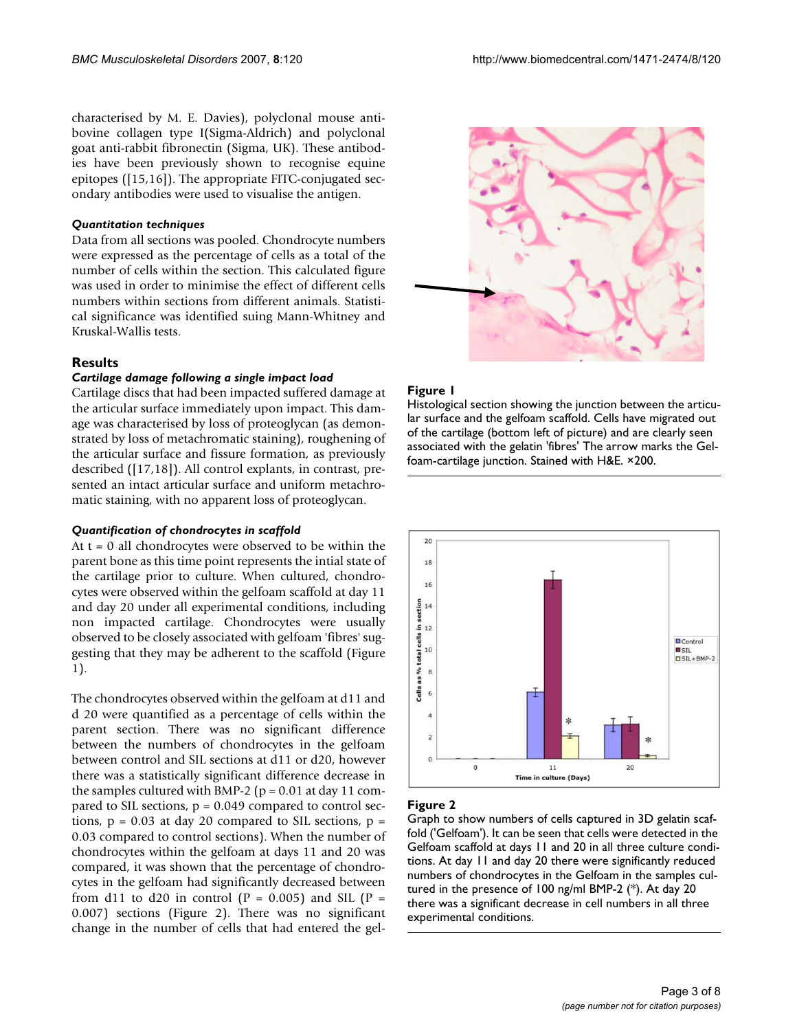characterised by M. E. Davies), polyclonal mouse anti-bovine collagen type I(Sigma-Aldrich) and polyclonal goat anti-rabbit fibronectin (Sigma, UK). These antibodies have been previously shown to recognise equine epitopes ([15,16]). The appropriate FITC-conjugated secondary antibodies were used to visualise the antigen.

#### *Quantitation techniques*

Data from all sections was pooled. Chondrocyte numbers were expressed as the percentage of cells as a total of the number of cells within the section. This calculated figure was used in order to minimise the effect of different cells numbers within sections from different animals. Statistical significance was identified suing Mann-Whitney and Kruskal-Wallis tests.

## Results

#### *Cartilage damage following a single impact load*

Cartilage discs that had been impacted suffered damage at the articular surface immediately upon impact. This damage was characterised by loss of proteoglycan (as demonstrated by loss of metachromatic staining), roughening of the articular surface and fissure formation, as previously described ([17,18]). All control explants, in contrast, presented an intact articular surface and uniform metachromatic staining, with no apparent loss of proteoglycan.

#### *Quantification of chondrocytes in scaffold*

At t = 0 all chondrocytes were observed to be within the parent bone as this time point represents the intial state of the cartilage prior to culture. When cultured, chondrocytes were observed within the gelfoam scaffold at day 11 and day 20 under all experimental conditions, including non impacted cartilage. Chondrocytes were usually observed to be closely associated with gelfoam 'fibres' suggesting that they may be adherent to the scaffold (Figure 1).

The chondrocytes observed within the gelfoam at d11 and d 20 were quantified as a percentage of cells within the parent section. There was no significant difference between the numbers of chondrocytes in the gelfoam between control and SIL sections at d11 or d20, however there was a statistically significant difference decrease in the samples cultured with BMP-2 ($p = 0.01$ at day 11 compared to SIL sections, $p = 0.049$ compared to control sections, $p = 0.03$ at day 20 compared to SIL sections, $p = 0.03$ compared to control sections). When the number of chondrocytes within the gelfoam at days 11 and 20 was compared, it was shown that the percentage of chondrocytes in the gelfoam had significantly decreased between from d11 to d20 in control ($P = 0.005$) and SIL ($P = 0.007$) sections (Figure 2). There was no significant change in the number of cells that had entered the gel-

**Figure 1**
Histological section showing the junction between the articular surface and the gelfoam scaffold. Cells have migrated out of the cartilage (bottom left of picture) and are clearly seen associated with the gelatin 'fibres' The arrow marks the Gelfoam-cartilage junction. Stained with H&E. ×200.

**Figure 2**
Graph to show numbers of cells captured in 3D gelatin scaffold ('Gelfoam'). It can be seen that cells were detected in the Gelfoam scaffold at days 11 and 20 in all three culture conditions. At day 11 and day 20 there were significantly reduced numbers of chondrocytes in the Gelfoam in the samples cultured in the presence of 100 ng/ml BMP-2 (*). At day 20 there was a significant decrease in cell numbers in all three experimental conditions.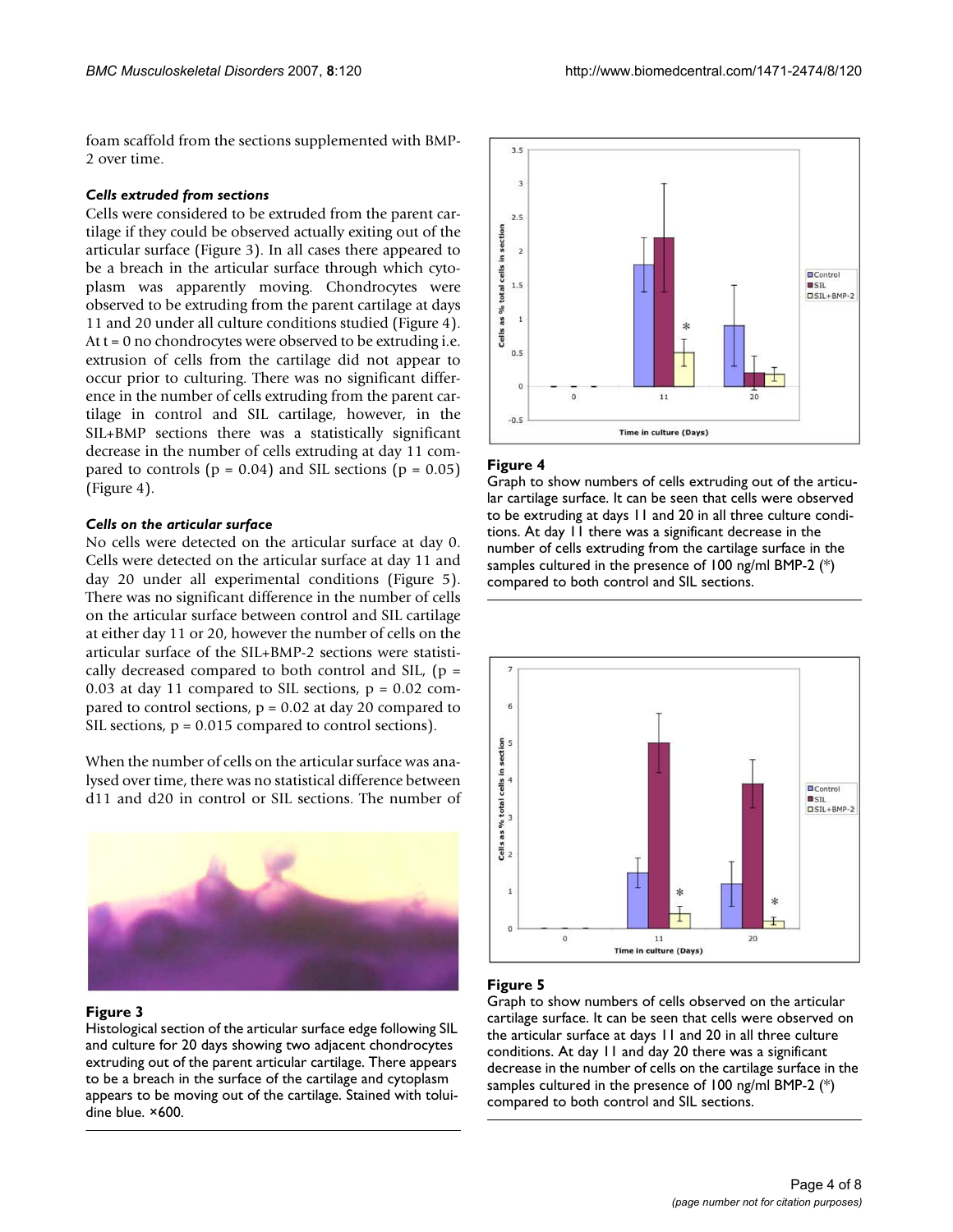foam scaffold from the sections supplemented with BMP-2 over time.

#### *Cells extruded from sections*

Cells were considered to be extruded from the parent cartilage if they could be observed actually exiting out of the articular surface (Figure 3). In all cases there appeared to be a breach in the articular surface through which cytoplasm was apparently moving. Chondrocytes were observed to be extruding from the parent cartilage at days 11 and 20 under all culture conditions studied (Figure 4). At t = 0 no chondrocytes were observed to be extruding i.e. extrusion of cells from the cartilage did not appear to occur prior to culturing. There was no significant difference in the number of cells extruding from the parent cartilage in control and SIL cartilage, however, in the SIL+BMP sections there was a statistically significant decrease in the number of cells extruding at day 11 compared to controls ($p = 0.04$) and SIL sections ($p = 0.05$) (Figure 4).

#### *Cells on the articular surface*

No cells were detected on the articular surface at day 0. Cells were detected on the articular surface at day 11 and day 20 under all experimental conditions (Figure 5). There was no significant difference in the number of cells on the articular surface between control and SIL cartilage at either day 11 or 20, however the number of cells on the articular surface of the SIL+BMP-2 sections were statistically decreased compared to both control and SIL, ($p = 0.03$ at day 11 compared to SIL sections, $p = 0.02$ compared to control sections, $p = 0.02$ at day 20 compared to SIL sections, $p = 0.015$ compared to control sections).

When the number of cells on the articular surface was analysed over time, there was no statistical difference between d11 and d20 in control or SIL sections. The number of

**Figure 3**

Histological section of the articular surface edge following SIL and culture for 20 days showing two adjacent chondrocytes extruding out of the parent articular cartilage. There appears to be a breach in the surface of the cartilage and cytoplasm appears to be moving out of the cartilage. Stained with toluidine blue. ×600.

**Figure 4**

Graph to show numbers of cells extruding out of the articular cartilage surface. It can be seen that cells were observed to be extruding at days 11 and 20 in all three culture conditions. At day 11 there was a significant decrease in the number of cells extruding from the cartilage surface in the samples cultured in the presence of 100 ng/ml BMP-2 (*) compared to both control and SIL sections.

**Figure 5**

Graph to show numbers of cells observed on the articular cartilage surface. It can be seen that cells were observed on the articular surface at days 11 and 20 in all three culture conditions. At day 11 and day 20 there was a significant decrease in the number of cells on the cartilage surface in the samples cultured in the presence of 100 ng/ml BMP-2 (*) compared to both control and SIL sections.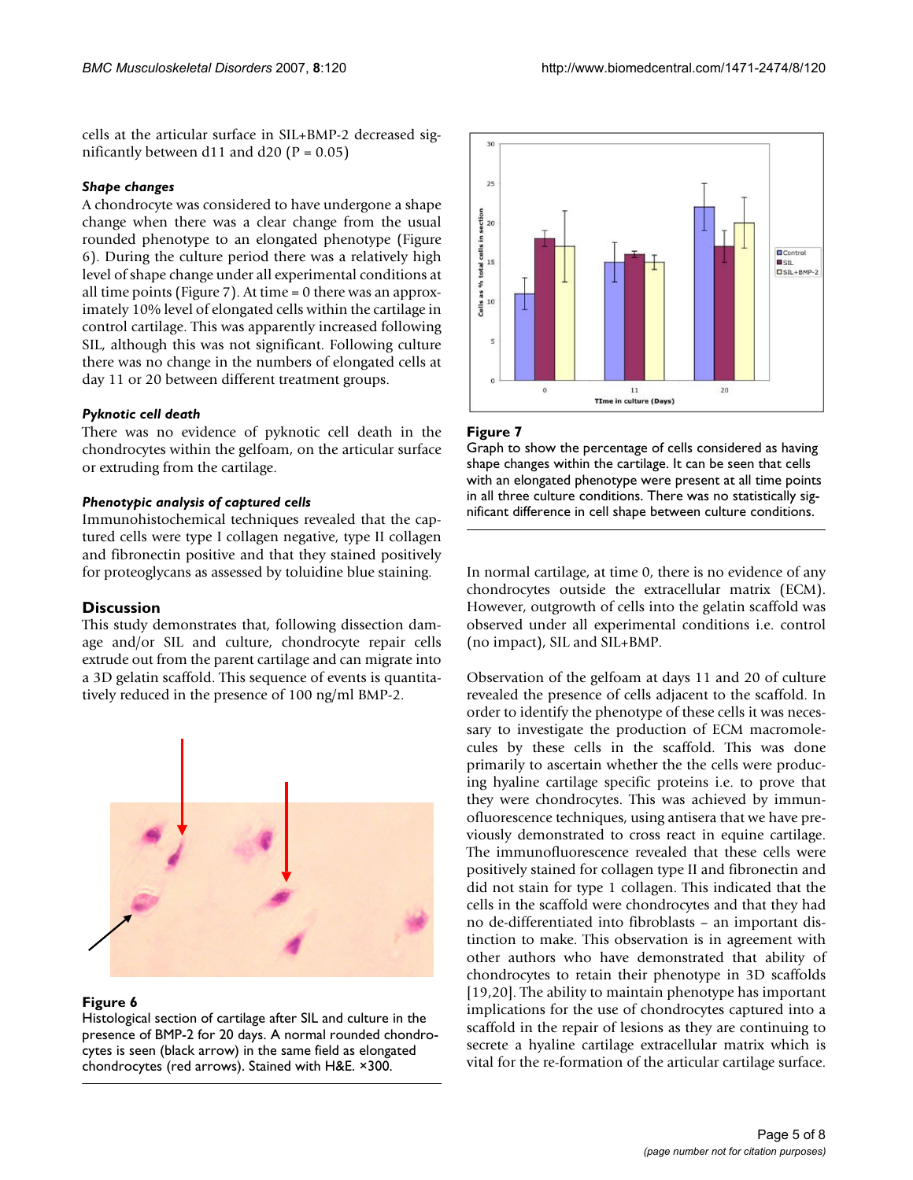cells at the articular surface in SIL+BMP-2 decreased significantly between d11 and d20 ($P = 0.05$)

### *Shape changes*

A chondrocyte was considered to have undergone a shape change when there was a clear change from the usual rounded phenotype to an elongated phenotype (Figure 6). During the culture period there was a relatively high level of shape change under all experimental conditions at all time points (Figure 7). At time = 0 there was an approximately 10% level of elongated cells within the cartilage in control cartilage. This was apparently increased following SIL, although this was not significant. Following culture there was no change in the numbers of elongated cells at day 11 or 20 between different treatment groups.

### *Pyknotic cell death*

There was no evidence of pyknotic cell death in the chondrocytes within the gelfoam, on the articular surface or extruding from the cartilage.

### *Phenotypic analysis of captured cells*

Immunohistochemical techniques revealed that the captured cells were type I collagen negative, type II collagen and fibronectin positive and that they stained positively for proteoglycans as assessed by toluidine blue staining.

## Discussion

This study demonstrates that, following dissection damage and/or SIL and culture, chondrocyte repair cells extrude out from the parent cartilage and can migrate into a 3D gelatin scaffold. This sequence of events is quantitatively reduced in the presence of 100 ng/ml BMP-2.

**Figure 6**

Histological section of cartilage after SIL and culture in the presence of BMP-2 for 20 days. A normal rounded chondrocytes is seen (black arrow) in the same field as elongated chondrocytes (red arrows). Stained with H&E. ×300.

**Figure 7**

Graph to show the percentage of cells considered as having shape changes within the cartilage. It can be seen that cells with an elongated phenotype were present at all time points in all three culture conditions. There was no statistically significant difference in cell shape between culture conditions.

In normal cartilage, at time 0, there is no evidence of any chondrocytes outside the extracellular matrix (ECM). However, outgrowth of cells into the gelatin scaffold was observed under all experimental conditions i.e. control (no impact), SIL and SIL+BMP.

Observation of the gelfoam at days 11 and 20 of culture revealed the presence of cells adjacent to the scaffold. In order to identify the phenotype of these cells it was necessary to investigate the production of ECM macromolecules by these cells in the scaffold. This was done primarily to ascertain whether the the cells were producing hyaline cartilage specific proteins i.e. to prove that they were chondrocytes. This was achieved by immunofluorescence techniques, using antisera that we have previously demonstrated to cross react in equine cartilage. The immunofluorescence revealed that these cells were positively stained for collagen type II and fibronectin and did not stain for type 1 collagen. This indicated that the cells in the scaffold were chondrocytes and that they had no de-differentiated into fibroblasts – an important distinction to make. This observation is in agreement with other authors who have demonstrated that ability of chondrocytes to retain their phenotype in 3D scaffolds [19,20]. The ability to maintain phenotype has important implications for the use of chondrocytes captured into a scaffold in the repair of lesions as they are continuing to secrete a hyaline cartilage extracellular matrix which is vital for the re-formation of the articular cartilage surface.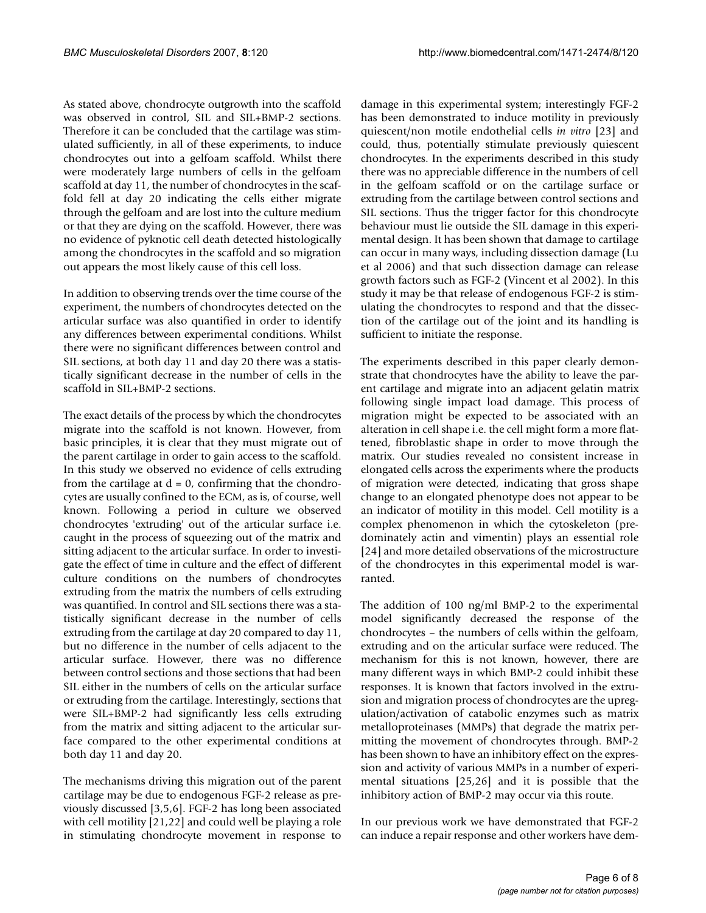As stated above, chondrocyte outgrowth into the scaffold was observed in control, SIL and SIL+BMP-2 sections. Therefore it can be concluded that the cartilage was stimulated sufficiently, in all of these experiments, to induce chondrocytes out into a gelfoam scaffold. Whilst there were moderately large numbers of cells in the gelfoam scaffold at day 11, the number of chondrocytes in the scaffold fell at day 20 indicating the cells either migrate through the gelfoam and are lost into the culture medium or that they are dying on the scaffold. However, there was no evidence of pyknotic cell death detected histologically among the chondrocytes in the scaffold and so migration out appears the most likely cause of this cell loss.

In addition to observing trends over the time course of the experiment, the numbers of chondrocytes detected on the articular surface was also quantified in order to identify any differences between experimental conditions. Whilst there were no significant differences between control and SIL sections, at both day 11 and day 20 there was a statistically significant decrease in the number of cells in the scaffold in SIL+BMP-2 sections.

The exact details of the process by which the chondrocytes migrate into the scaffold is not known. However, from basic principles, it is clear that they must migrate out of the parent cartilage in order to gain access to the scaffold. In this study we observed no evidence of cells extruding from the cartilage at $d = 0$, confirming that the chondrocytes are usually confined to the ECM, as is, of course, well known. Following a period in culture we observed chondrocytes 'extruding' out of the articular surface i.e. caught in the process of squeezing out of the matrix and sitting adjacent to the articular surface. In order to investigate the effect of time in culture and the effect of different culture conditions on the numbers of chondrocytes extruding from the matrix the numbers of cells extruding was quantified. In control and SIL sections there was a statistically significant decrease in the number of cells extruding from the cartilage at day 20 compared to day 11, but no difference in the number of cells adjacent to the articular surface. However, there was no difference between control sections and those sections that had been SIL either in the numbers of cells on the articular surface or extruding from the cartilage. Interestingly, sections that were SIL+BMP-2 had significantly less cells extruding from the matrix and sitting adjacent to the articular surface compared to the other experimental conditions at both day 11 and day 20.

The mechanisms driving this migration out of the parent cartilage may be due to endogenous FGF-2 release as previously discussed [3,5,6]. FGF-2 has long been associated with cell motility [21,22] and could well be playing a role in stimulating chondrocyte movement in response to damage in this experimental system; interestingly FGF-2 has been demonstrated to induce motility in previously quiescent/non motile endothelial cells *in vitro* [23] and could, thus, potentially stimulate previously quiescent chondrocytes. In the experiments described in this study there was no appreciable difference in the numbers of cell in the gelfoam scaffold or on the cartilage surface or extruding from the cartilage between control sections and SIL sections. Thus the trigger factor for this chondrocyte behaviour must lie outside the SIL damage in this experimental design. It has been shown that damage to cartilage can occur in many ways, including dissection damage (Lu et al 2006) and that such dissection damage can release growth factors such as FGF-2 (Vincent et al 2002). In this study it may be that release of endogenous FGF-2 is stimulating the chondrocytes to respond and that the dissection of the cartilage out of the joint and its handling is sufficient to initiate the response.

The experiments described in this paper clearly demonstrate that chondrocytes have the ability to leave the parent cartilage and migrate into an adjacent gelatin matrix following single impact load damage. This process of migration might be expected to be associated with an alteration in cell shape i.e. the cell might form a more flattened, fibroblastic shape in order to move through the matrix. Our studies revealed no consistent increase in elongated cells across the experiments where the products of migration were detected, indicating that gross shape change to an elongated phenotype does not appear to be an indicator of motility in this model. Cell motility is a complex phenomenon in which the cytoskeleton (predominately actin and vimentin) plays an essential role [24] and more detailed observations of the microstructure of the chondrocytes in this experimental model is warranted.

The addition of 100 ng/ml BMP-2 to the experimental model significantly decreased the response of the chondrocytes – the numbers of cells within the gelfoam, extruding and on the articular surface were reduced. The mechanism for this is not known, however, there are many different ways in which BMP-2 could inhibit these responses. It is known that factors involved in the extrusion and migration process of chondrocytes are the upregulation/activation of catabolic enzymes such as matrix metalloproteinases (MMPs) that degrade the matrix permitting the movement of chondrocytes through. BMP-2 has been shown to have an inhibitory effect on the expression and activity of various MMPs in a number of experimental situations [25,26] and it is possible that the inhibitory action of BMP-2 may occur via this route.

In our previous work we have demonstrated that FGF-2 can induce a repair response and other workers have dem-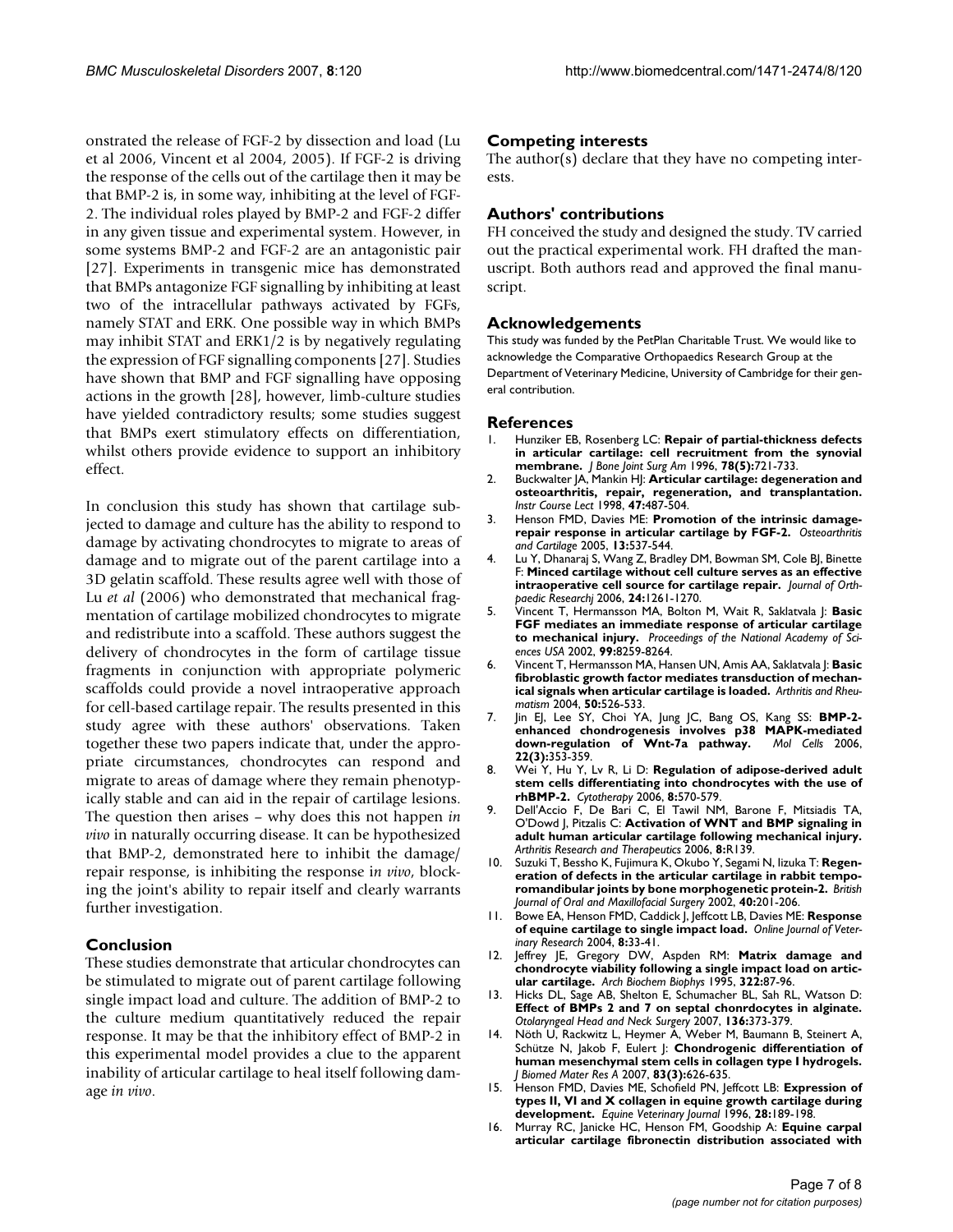onstrated the release of FGF-2 by dissection and load (Lu et al 2006, Vincent et al 2004, 2005). If FGF-2 is driving the response of the cells out of the cartilage then it may be that BMP-2 is, in some way, inhibiting at the level of FGF-2. The individual roles played by BMP-2 and FGF-2 differ in any given tissue and experimental system. However, in some systems BMP-2 and FGF-2 are an antagonistic pair [27]. Experiments in transgenic mice has demonstrated that BMPs antagonize FGF signalling by inhibiting at least two of the intracellular pathways activated by FGFs, namely STAT and ERK. One possible way in which BMPs may inhibit STAT and ERK1/2 is by negatively regulating the expression of FGF signalling components [27]. Studies have shown that BMP and FGF signalling have opposing actions in the growth [28], however, limb-culture studies have yielded contradictory results; some studies suggest that BMPs exert stimulatory effects on differentiation, whilst others provide evidence to support an inhibitory effect.

In conclusion this study has shown that cartilage subjected to damage and culture has the ability to respond to damage by activating chondrocytes to migrate to areas of damage and to migrate out of the parent cartilage into a 3D gelatin scaffold. These results agree well with those of Lu *et al* (2006) who demonstrated that mechanical fragmentation of cartilage mobilized chondrocytes to migrate and redistribute into a scaffold. These authors suggest the delivery of chondrocytes in the form of cartilage tissue fragments in conjunction with appropriate polymeric scaffolds could provide a novel intraoperative approach for cell-based cartilage repair. The results presented in this study agree with these authors' observations. Taken together these two papers indicate that, under the appropriate circumstances, chondrocytes can respond and migrate to areas of damage where they remain phenotypically stable and can aid in the repair of cartilage lesions. The question then arises – why does this not happen *in vivo* in naturally occurring disease. It can be hypothesized that BMP-2, demonstrated here to inhibit the damage/repair response, is inhibiting the response i*n vivo*, blocking the joint's ability to repair itself and clearly warrants further investigation.

## Conclusion

These studies demonstrate that articular chondrocytes can be stimulated to migrate out of parent cartilage following single impact load and culture. The addition of BMP-2 to the culture medium quantitatively reduced the repair response. It may be that the inhibitory effect of BMP-2 in this experimental model provides a clue to the apparent inability of articular cartilage to heal itself following damage *in vivo*.

## Competing interests

The author(s) declare that they have no competing interests.

## Authors' contributions

FH conceived the study and designed the study. TV carried out the practical experimental work. FH drafted the manuscript. Both authors read and approved the final manuscript.

## Acknowledgements

This study was funded by the PetPlan Charitable Trust. We would like to acknowledge the Comparative Orthopaedics Research Group at the Department of Veterinary Medicine, University of Cambridge for their general contribution.

## References

1. Hunziker EB, Rosenberg LC: **Repair of partial-thickness defects in articular cartilage: cell recruitment from the synovial membrane.** *J Bone Joint Surg Am* 1996, **78(5):**721-733.
2. Buckwalter JA, Mankin HJ: **Articular cartilage: degeneration and osteoarthritis, repair, regeneration, and transplantation.** *Instr Course Lect* 1998, **47:**487-504.
3. Henson FMD, Davies ME: **Promotion of the intrinsic damage-repair response in articular cartilage by FGF-2.** *Osteoarthritis and Cartilage* 2005, **13:**537-544.
4. Lu Y, Dhanaraj S, Wang Z, Bradley DM, Bowman SM, Cole BJ, Binette F: **Minced cartilage without cell culture serves as an effective intraoperative cell source for cartilage repair.** *Journal of Orthpaedic Researchj* 2006, **24:**1261-1270.
5. Vincent T, Hermansson MA, Bolton M, Wait R, Saklatvala J: **Basic FGF mediates an immediate response of articular cartilage to mechanical injury.** *Proceedings of the National Academy of Sciences USA* 2002, **99:**8259-8264.
6. Vincent T, Hermansson MA, Hansen UN, Amis AA, Saklatvala J: **Basic fibroblastic growth factor mediates transduction of mechanical signals when articular cartilage is loaded.** *Arthritis and Rheumatism* 2004, **50:**526-533.
7. Jin EJ, Lee SY, Choi YA, Jung JC, Bang OS, Kang SS: **BMP-2-enhanced chondrogenesis involves p38 MAPK-mediated down-regulation of Wnt-7a pathway.** *Mol Cells* 2006, **22(3):**353-359.
8. Wei Y, Hu Y, Lv R, Li D: **Regulation of adipose-derived adult stem cells differentiating into chondrocytes with the use of rhBMP-2.** *Cytotherapy* 2006, **8:**570-579.
9. Dell'Accio F, De Bari C, El Tawil NM, Barone F, Mitsiadis TA, O'Dowd J, Pitzalis C: **Activation of WNT and BMP signaling in adult human articular cartilage following mechanical injury.** *Arthritis Research and Therapeutics* 2006, **8:**R139.
10. Suzuki T, Bessho K, Fujimura K, Okubo Y, Segami N, Iizuka T: **Regeneration of defects in the articular cartilage in rabbit temporomandibular joints by bone morphogenetic protein-2.** *British Journal of Oral and Maxillofacial Surgery* 2002, **40:**201-206.
11. Bowe EA, Henson FMD, Caddick J, Jeffcott LB, Davies ME: **Response of equine cartilage to single impact load.** *Online Journal of Veterinary Research* 2004, **8:**33-41.
12. Jeffrey JE, Gregory DW, Aspden RM: **Matrix damage and chondrocyte viability following a single impact load on articular cartilage.** *Arch Biochem Biophys* 1995, **322:**87-96.
13. Hicks DL, Sage AB, Shelton E, Schumacher BL, Sah RL, Watson D: **Effect of BMPs 2 and 7 on septal chonrdocytes in alginate.** *Otolaryngeal Head and Neck Surgery* 2007, **136:**373-379.
14. Nöth U, Rackwitz L, Heymer A, Weber M, Baumann B, Steinert A, Schütze N, Jakob F, Eulert J: **Chondrogenic differentiation of human mesenchymal stem cells in collagen type I hydrogels.** *J Biomed Mater Res A* 2007, **83(3):**626-635.
15. Henson FMD, Davies ME, Schofield PN, Jeffcott LB: **Expression of types II, VI and X collagen in equine growth cartilage during development.** *Equine Veterinary Journal* 1996, **28:**189-198.
16. Murray RC, Janicke HC, Henson FM, Goodship A: **Equine carpal articular cartilage fibronectin distribution associated with**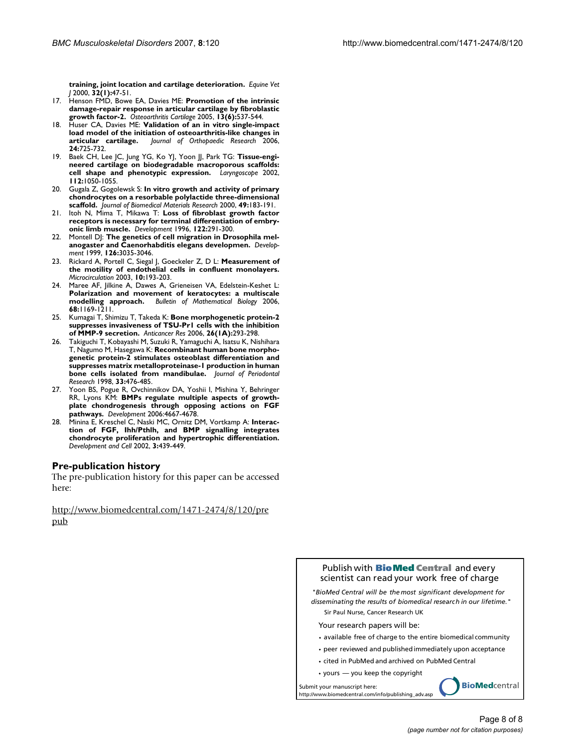**training, joint location and cartilage deterioration.** *Equine Vet J* 2000, **32(1):**47-51.

17. Henson FMD, Bowe EA, Davies ME: **Promotion of the intrinsic damage-repair response in articular cartilage by fibroblastic growth factor-2.** *Osteoarthritis Cartilage* 2005, **13(6):**537-544.
18. Huser CA, Davies ME: **Validation of an in vitro single-impact load model of the initiation of osteoarthritis-like changes in articular cartilage.** *Journal of Orthopaedic Research* 2006, **24:**725-732.
19. Baek CH, Lee JC, Jung YG, Ko YJ, Yoon JJ, Park TG: **Tissue-engineered cartilage on biodegradable macroporous scaffolds: cell shape and phenotypic expression.** *Laryngoscope* 2002, **112:**1050-1055.
20. Gugala Z, Gogolewsk S: **In vitro growth and activity of primary chondrocytes on a resorbable polylactide three-dimensional scaffold.** *Journal of Biomedical Materials Research* 2000, **49:**183-191.
21. Itoh N, Mima T, Mikawa T: **Loss of fibroblast growth factor receptors is necessary for terminal differentiation of embryonic limb muscle.** *Development* 1996, **122:**291-300.
22. Montell DJ: **The genetics of cell migration in Drosophila melanogaster and Caenorhabditis elegans developmen.** *Development* 1999, **126:**3035-3046.
23. Rickard A, Portell C, Siegal J, Goeckeler Z, D L: **Measurement of the motility of endothelial cells in confluent monolayers.** *Microcirculation* 2003, **10:**193-203.
24. Maree AF, Jilkine A, Dawes A, Grieneisen VA, Edelstein-Keshet L: **Polarization and movement of keratocytes: a multiscale modelling approach.** *Bulletin of Mathematical Biology* 2006, **68:**1169-1211.
25. Kumagai T, Shimizu T, Takeda K: **Bone morphogenetic protein-2 suppresses invasiveness of TSU-Pr1 cells with the inhibition of MMP-9 secretion.** *Anticancer Res* 2006, **26(1A):**293-298.
26. Takiguchi T, Kobayashi M, Suzuki R, Yamaguchi A, Isatsu K, Nishihara T, Nagumo M, Hasegawa K: **Recombinant human bone morphogenetic protein-2 stimulates osteoblast differentiation and suppresses matrix metalloproteinase-1 production in human bone cells isolated from mandibulae.** *Journal of Periodontal Research* 1998, **33:**476-485.
27. Yoon BS, Pogue R, Ovchinnikov DA, Yoshii I, Mishina Y, Behringer RR, Lyons KM: **BMPs regulate multiple aspects of growth-plate chondrogenesis through opposing actions on FGF pathways.** *Development* 2006:4667-4678.
28. Minina E, Kreschel C, Naski MC, Ornitz DM, Vortkamp A: **Interaction of FGF, Ihh/Pthlh, and BMP signalling integrates chondrocyte proliferation and hypertrophic differentiation.** *Development and Cell* 2002, **3:**439-449.

## Pre-publication history

The pre-publication history for this paper can be accessed here:

http://www.biomedcentral.com/1471-2474/8/120/prepub

Publish with **BioMed Central** and every scientist can read your work free of charge

*"BioMed Central will be the most significant development for disseminating the results of biomedical research in our lifetime."*
Sir Paul Nurse, Cancer Research UK

Your research papers will be:

- available free of charge to the entire biomedical community
- peer reviewed and published immediately upon acceptance
- cited in PubMed and archived on PubMed Central
- yours — you keep the copyright

Submit your manuscript here:
http://www.biomedcentral.com/info/publishing_adv.asp

BioMedcentral